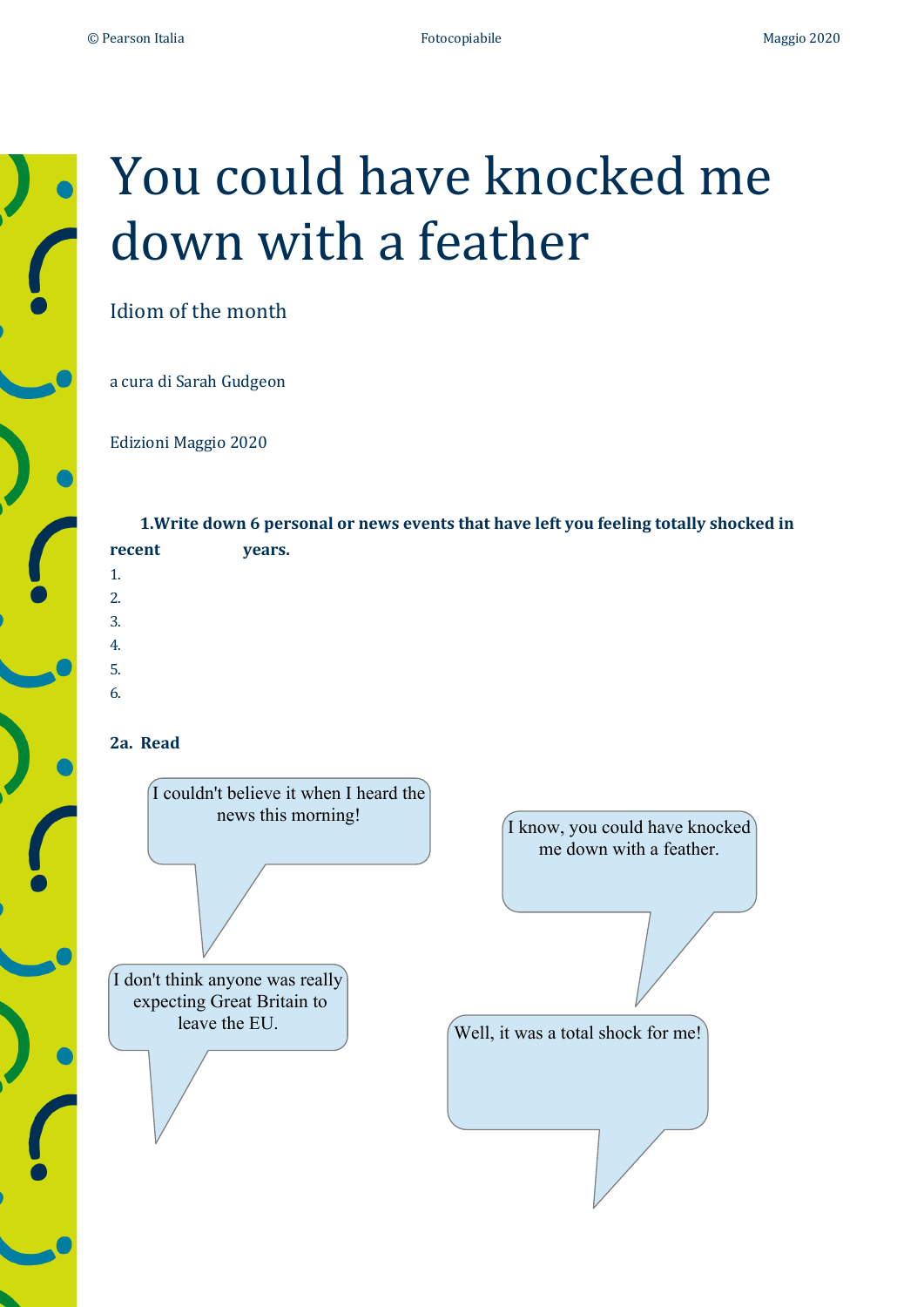# You could have knocked me down with a feather

Idiom of the month

a cura di Sarah Gudgeon

Edizioni Maggio 2020

**1. Write down 6 personal or news events that have left you feeling totally shocked in recent years.**

1.
2.
3.
4.
5.
6.

**2a. Read**

I couldn't believe it when I heard the news this morning!

I know, you could have knocked me down with a feather.

I don't think anyone was really expecting Great Britain to leave the EU.

Well, it was a total shock for me!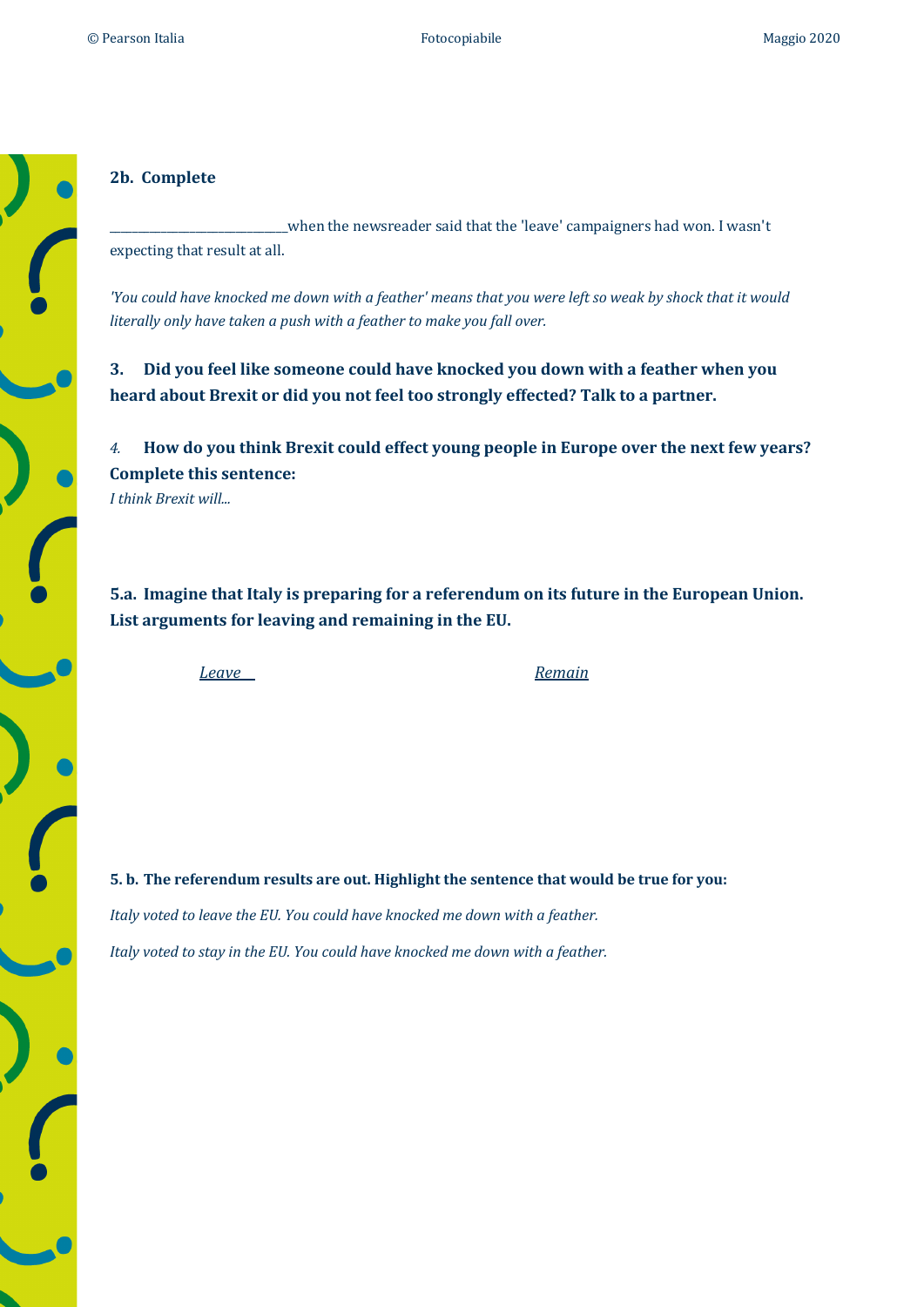**2b. Complete**

_____________________________when the newsreader said that the 'leave' campaigners had won. I wasn't expecting that result at all.

*'You could have knocked me down with a feather' means that you were left so weak by shock that it would literally only have taken a push with a feather to make you fall over.*

**3. Did you feel like someone could have knocked you down with a feather when you heard about Brexit or did you not feel too strongly effected? Talk to a partner.**

*4.* **How do you think Brexit could effect young people in Europe over the next few years? Complete this sentence:**

*I think Brexit will...*

**5.a. Imagine that Italy is preparing for a referendum on its future in the European Union. List arguments for leaving and remaining in the EU.**

| *Leave* | *Remain* |
| --- | --- |
| | |

**5. b. The referendum results are out. Highlight the sentence that would be true for you:**

*Italy voted to leave the EU. You could have knocked me down with a feather.*

*Italy voted to stay in the EU. You could have knocked me down with a feather.*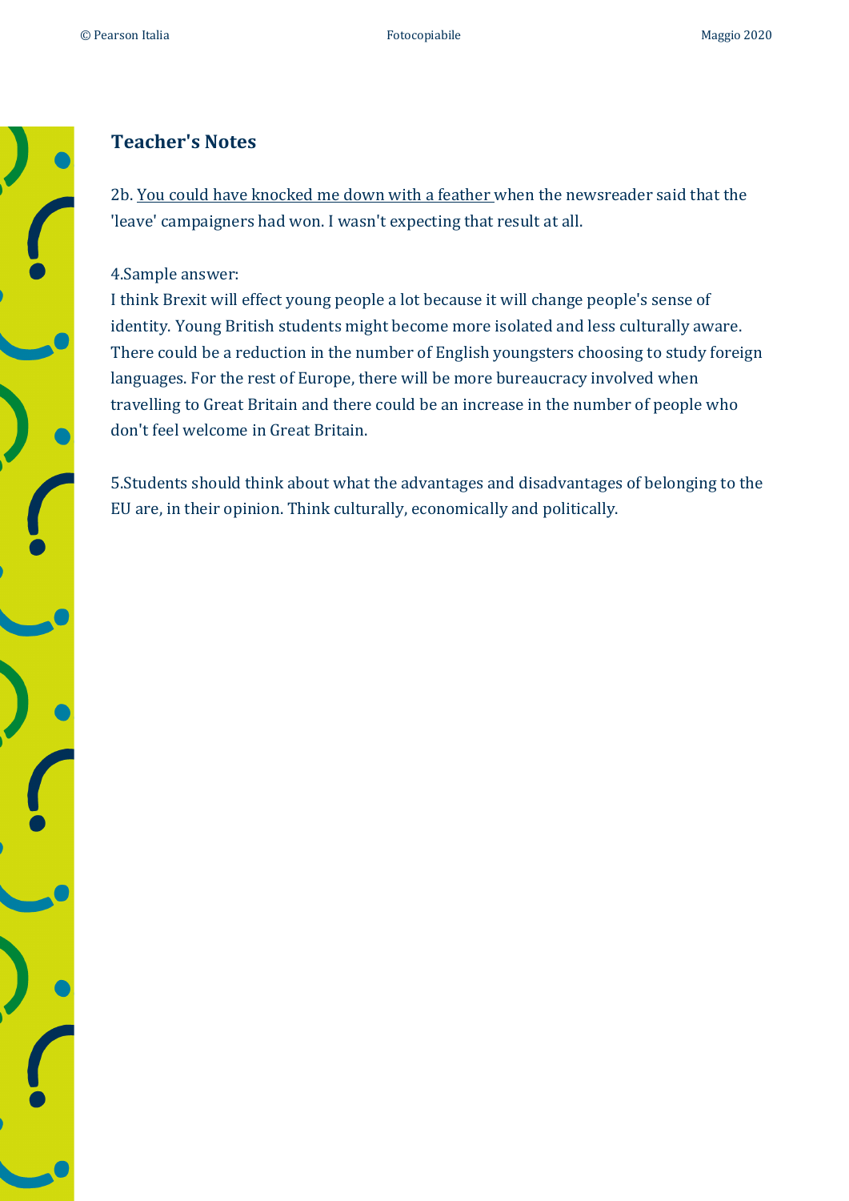## Teacher's Notes

2b. <u>You could have knocked me down with a feather</u> when the newsreader said that the 'leave' campaigners had won. I wasn't expecting that result at all.

4.Sample answer:
I think Brexit will effect young people a lot because it will change people's sense of identity. Young British students might become more isolated and less culturally aware. There could be a reduction in the number of English youngsters choosing to study foreign languages. For the rest of Europe, there will be more bureaucracy involved when travelling to Great Britain and there could be an increase in the number of people who don't feel welcome in Great Britain.

5.Students should think about what the advantages and disadvantages of belonging to the EU are, in their opinion. Think culturally, economically and politically.